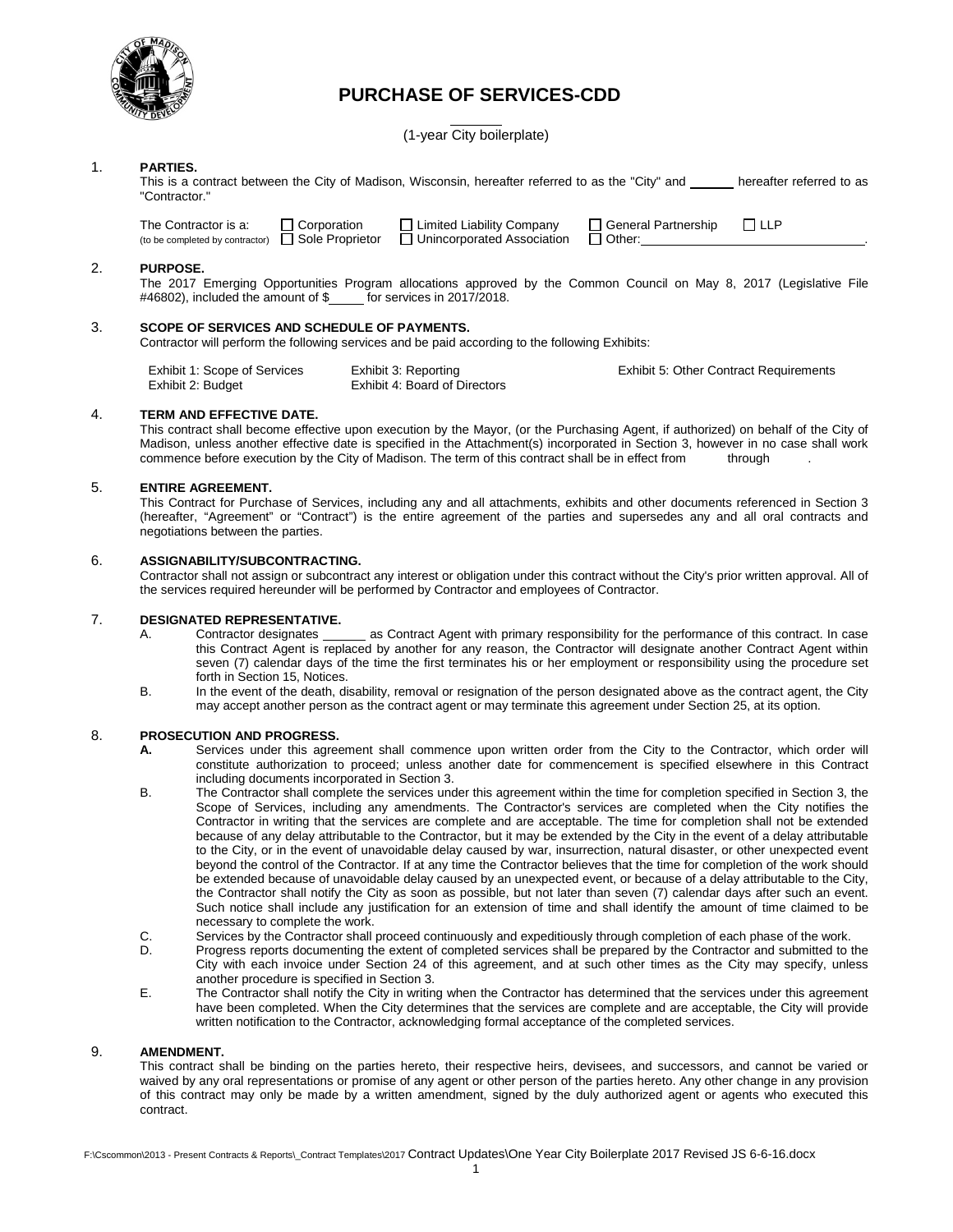# PURCHASE OF SERVICES-CDD

(1-year City boilerplate)

1. **PARTIES.**
   This is a contract between the City of Madison, Wisconsin, hereafter referred to as the "City" and ______ hereafter referred to as "Contractor."

   The Contractor is a: ☐ Corporation ☐ Limited Liability Company ☐ General Partnership ☐ LLP
   (to be completed by contractor) ☐ Sole Proprietor ☐ Unincorporated Association ☐ Other:________________.

2. **PURPOSE.**
   The 2017 Emerging Opportunities Program allocations approved by the Common Council on May 8, 2017 (Legislative File #46802), included the amount of $_____ for services in 2017/2018.

3. **SCOPE OF SERVICES AND SCHEDULE OF PAYMENTS.**
   Contractor will perform the following services and be paid according to the following Exhibits:

   Exhibit 1: Scope of Services
   Exhibit 2: Budget
   Exhibit 3: Reporting
   Exhibit 4: Board of Directors
   Exhibit 5: Other Contract Requirements

4. **TERM AND EFFECTIVE DATE.**
   This contract shall become effective upon execution by the Mayor, (or the Purchasing Agent, if authorized) on behalf of the City of Madison, unless another effective date is specified in the Attachment(s) incorporated in Section 3, however in no case shall work commence before execution by the City of Madison. The term of this contract shall be in effect from through .

5. **ENTIRE AGREEMENT.**
   This Contract for Purchase of Services, including any and all attachments, exhibits and other documents referenced in Section 3 (hereafter, "Agreement" or "Contract") is the entire agreement of the parties and supersedes any and all oral contracts and negotiations between the parties.

6. **ASSIGNABILITY/SUBCONTRACTING.**
   Contractor shall not assign or subcontract any interest or obligation under this contract without the City's prior written approval. All of the services required hereunder will be performed by Contractor and employees of Contractor.

7. **DESIGNATED REPRESENTATIVE.**
   A. Contractor designates ______ as Contract Agent with primary responsibility for the performance of this contract. In case this Contract Agent is replaced by another for any reason, the Contractor will designate another Contract Agent within seven (7) calendar days of the time the first terminates his or her employment or responsibility using the procedure set forth in Section 15, Notices.
   B. In the event of the death, disability, removal or resignation of the person designated above as the contract agent, the City may accept another person as the contract agent or may terminate this agreement under Section 25, at its option.

8. **PROSECUTION AND PROGRESS.**
   **A.** Services under this agreement shall commence upon written order from the City to the Contractor, which order will constitute authorization to proceed; unless another date for commencement is specified elsewhere in this Contract including documents incorporated in Section 3.
   B. The Contractor shall complete the services under this agreement within the time for completion specified in Section 3, the Scope of Services, including any amendments. The Contractor's services are completed when the City notifies the Contractor in writing that the services are complete and are acceptable. The time for completion shall not be extended because of any delay attributable to the Contractor, but it may be extended by the City in the event of a delay attributable to the City, or in the event of unavoidable delay caused by war, insurrection, natural disaster, or other unexpected event beyond the control of the Contractor. If at any time the Contractor believes that the time for completion of the work should be extended because of unavoidable delay caused by an unexpected event, or because of a delay attributable to the City, the Contractor shall notify the City as soon as possible, but not later than seven (7) calendar days after such an event. Such notice shall include any justification for an extension of time and shall identify the amount of time claimed to be necessary to complete the work.
   C. Services by the Contractor shall proceed continuously and expeditiously through completion of each phase of the work.
   D. Progress reports documenting the extent of completed services shall be prepared by the Contractor and submitted to the City with each invoice under Section 24 of this agreement, and at such other times as the City may specify, unless another procedure is specified in Section 3.
   E. The Contractor shall notify the City in writing when the Contractor has determined that the services under this agreement have been completed. When the City determines that the services are complete and are acceptable, the City will provide written notification to the Contractor, acknowledging formal acceptance of the completed services.

9. **AMENDMENT.**
   This contract shall be binding on the parties hereto, their respective heirs, devisees, and successors, and cannot be varied or waived by any oral representations or promise of any agent or other person of the parties hereto. Any other change in any provision of this contract may only be made by a written amendment, signed by the duly authorized agent or agents who executed this contract.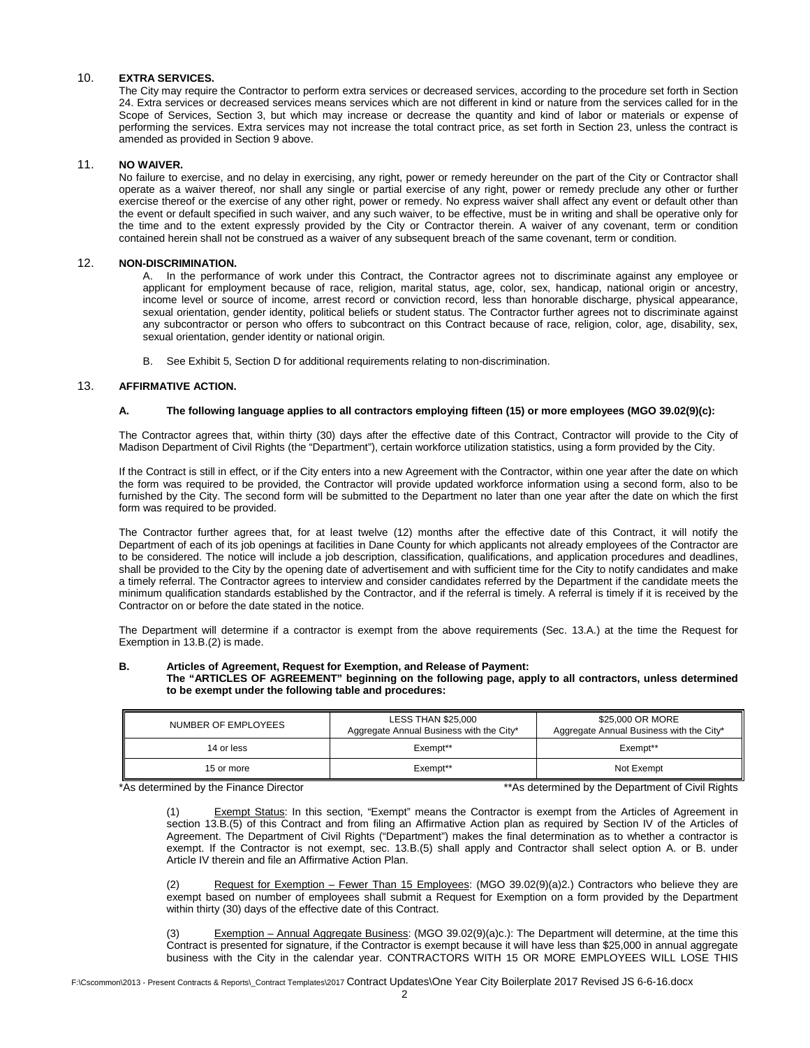## 10. EXTRA SERVICES.

The City may require the Contractor to perform extra services or decreased services, according to the procedure set forth in Section 24. Extra services or decreased services means services which are not different in kind or nature from the services called for in the Scope of Services, Section 3, but which may increase or decrease the quantity and kind of labor or materials or expense of performing the services. Extra services may not increase the total contract price, as set forth in Section 23, unless the contract is amended as provided in Section 9 above.

## 11. NO WAIVER.

No failure to exercise, and no delay in exercising, any right, power or remedy hereunder on the part of the City or Contractor shall operate as a waiver thereof, nor shall any single or partial exercise of any right, power or remedy preclude any other or further exercise thereof or the exercise of any other right, power or remedy. No express waiver shall affect any event or default other than the event or default specified in such waiver, and any such waiver, to be effective, must be in writing and shall be operative only for the time and to the extent expressly provided by the City or Contractor therein. A waiver of any covenant, term or condition contained herein shall not be construed as a waiver of any subsequent breach of the same covenant, term or condition.

## 12. NON-DISCRIMINATION.

A. In the performance of work under this Contract, the Contractor agrees not to discriminate against any employee or applicant for employment because of race, religion, marital status, age, color, sex, handicap, national origin or ancestry, income level or source of income, arrest record or conviction record, less than honorable discharge, physical appearance, sexual orientation, gender identity, political beliefs or student status. The Contractor further agrees not to discriminate against any subcontractor or person who offers to subcontract on this Contract because of race, religion, color, age, disability, sex, sexual orientation, gender identity or national origin.

B. See Exhibit 5, Section D for additional requirements relating to non-discrimination.

## 13. AFFIRMATIVE ACTION.

### A. The following language applies to all contractors employing fifteen (15) or more employees (MGO 39.02(9)(c):

The Contractor agrees that, within thirty (30) days after the effective date of this Contract, Contractor will provide to the City of Madison Department of Civil Rights (the "Department"), certain workforce utilization statistics, using a form provided by the City.

If the Contract is still in effect, or if the City enters into a new Agreement with the Contractor, within one year after the date on which the form was required to be provided, the Contractor will provide updated workforce information using a second form, also to be furnished by the City. The second form will be submitted to the Department no later than one year after the date on which the first form was required to be provided.

The Contractor further agrees that, for at least twelve (12) months after the effective date of this Contract, it will notify the Department of each of its job openings at facilities in Dane County for which applicants not already employees of the Contractor are to be considered. The notice will include a job description, classification, qualifications, and application procedures and deadlines, shall be provided to the City by the opening date of advertisement and with sufficient time for the City to notify candidates and make a timely referral. The Contractor agrees to interview and consider candidates referred by the Department if the candidate meets the minimum qualification standards established by the Contractor, and if the referral is timely. A referral is timely if it is received by the Contractor on or before the date stated in the notice.

The Department will determine if a contractor is exempt from the above requirements (Sec. 13.A.) at the time the Request for Exemption in 13.B.(2) is made.

### B. Articles of Agreement, Request for Exemption, and Release of Payment:

**The "ARTICLES OF AGREEMENT" beginning on the following page, apply to all contractors, unless determined to be exempt under the following table and procedures:**

| NUMBER OF EMPLOYEES | LESS THAN $25,000 Aggregate Annual Business with the City* | $25,000 OR MORE Aggregate Annual Business with the City* |
|---|---|---|
| 14 or less | Exempt** | Exempt** |
| 15 or more | Exempt** | Not Exempt |

*As determined by the Finance Director  **As determined by the Department of Civil Rights

(1) Exempt Status: In this section, "Exempt" means the Contractor is exempt from the Articles of Agreement in section 13.B.(5) of this Contract and from filing an Affirmative Action plan as required by Section IV of the Articles of Agreement. The Department of Civil Rights ("Department") makes the final determination as to whether a contractor is exempt. If the Contractor is not exempt, sec. 13.B.(5) shall apply and Contractor shall select option A. or B. under Article IV therein and file an Affirmative Action Plan.

(2) Request for Exemption – Fewer Than 15 Employees: (MGO 39.02(9)(a)2.) Contractors who believe they are exempt based on number of employees shall submit a Request for Exemption on a form provided by the Department within thirty (30) days of the effective date of this Contract.

(3) Exemption – Annual Aggregate Business: (MGO 39.02(9)(a)c.): The Department will determine, at the time this Contract is presented for signature, if the Contractor is exempt because it will have less than $25,000 in annual aggregate business with the City in the calendar year. CONTRACTORS WITH 15 OR MORE EMPLOYEES WILL LOSE THIS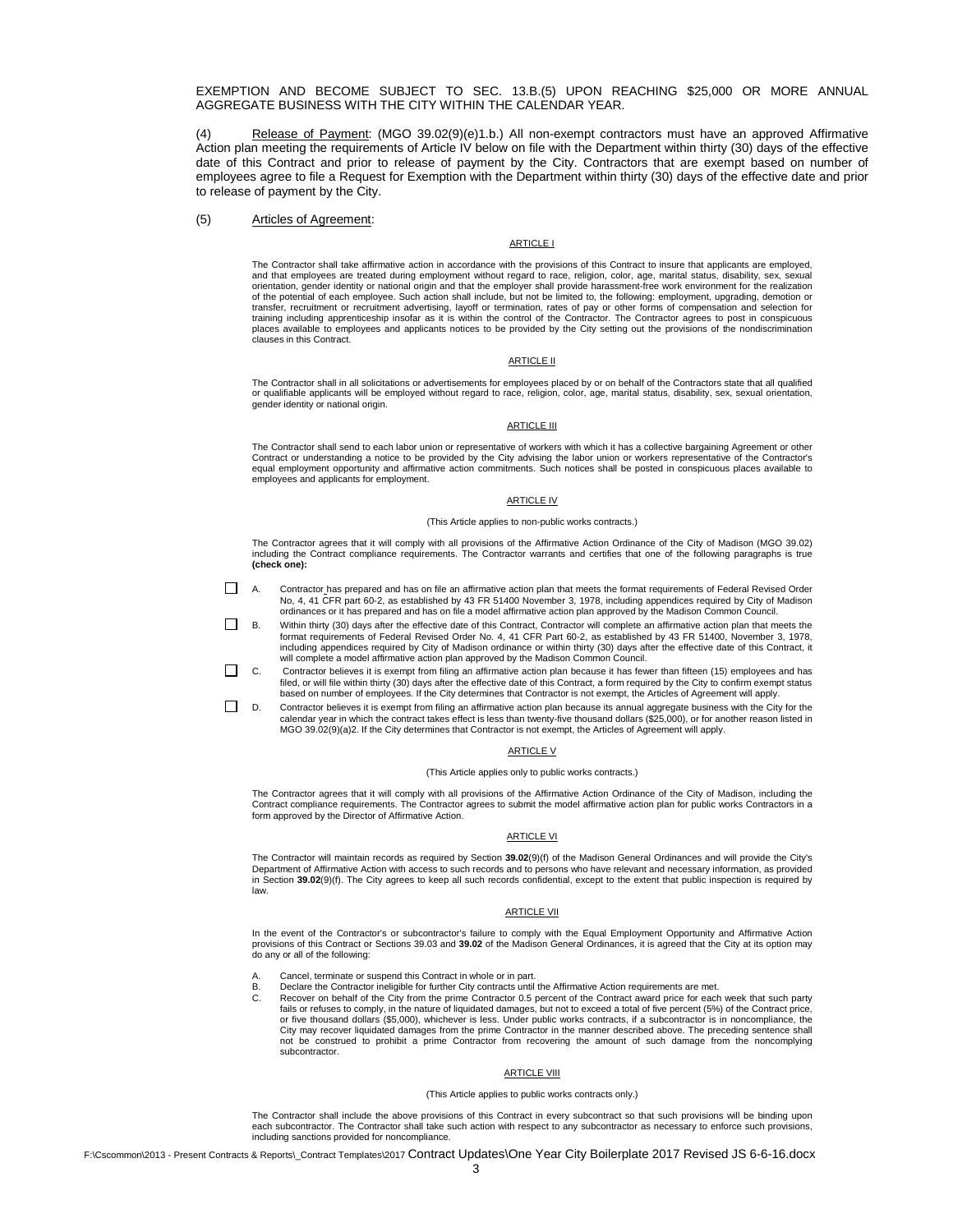EXEMPTION AND BECOME SUBJECT TO SEC. 13.B.(5) UPON REACHING $25,000 OR MORE ANNUAL AGGREGATE BUSINESS WITH THE CITY WITHIN THE CALENDAR YEAR.

(4) Release of Payment: (MGO 39.02(9)(e)1.b.) All non-exempt contractors must have an approved Affirmative Action plan meeting the requirements of Article IV below on file with the Department within thirty (30) days of the effective date of this Contract and prior to release of payment by the City. Contractors that are exempt based on number of employees agree to file a Request for Exemption with the Department within thirty (30) days of the effective date and prior to release of payment by the City.

(5) Articles of Agreement:

ARTICLE I

The Contractor shall take affirmative action in accordance with the provisions of this Contract to insure that applicants are employed, and that employees are treated during employment without regard to race, religion, color, age, marital status, disability, sex, sexual orientation, gender identity or national origin and that the employer shall provide harassment-free work environment for the realization of the potential of each employee. Such action shall include, but not be limited to, the following: employment, upgrading, demotion or transfer, recruitment or recruitment advertising, layoff or termination, rates of pay or other forms of compensation and selection for training including apprenticeship insofar as it is within the control of the Contractor. The Contractor agrees to post in conspicuous places available to employees and applicants notices to be provided by the City setting out the provisions of the nondiscrimination clauses in this Contract.

ARTICLE II

The Contractor shall in all solicitations or advertisements for employees placed by or on behalf of the Contractors state that all qualified or qualifiable applicants will be employed without regard to race, religion, color, age, marital status, disability, sex, sexual orientation, gender identity or national origin.

ARTICLE III

The Contractor shall send to each labor union or representative of workers with which it has a collective bargaining Agreement or other Contract or understanding a notice to be provided by the City advising the labor union or workers representative of the Contractor's equal employment opportunity and affirmative action commitments. Such notices shall be posted in conspicuous places available to employees and applicants for employment.

ARTICLE IV

(This Article applies to non-public works contracts.)

The Contractor agrees that it will comply with all provisions of the Affirmative Action Ordinance of the City of Madison (MGO 39.02) including the Contract compliance requirements. The Contractor warrants and certifies that one of the following paragraphs is true **(check one):**

- ☐ A. Contractor has prepared and has on file an affirmative action plan that meets the format requirements of Federal Revised Order No, 4, 41 CFR part 60-2, as established by 43 FR 51400 November 3, 1978, including appendices required by City of Madison ordinances or it has prepared and has on file a model affirmative action plan approved by the Madison Common Council.
- ☐ B. Within thirty (30) days after the effective date of this Contract, Contractor will complete an affirmative action plan that meets the format requirements of Federal Revised Order No. 4, 41 CFR Part 60-2, as established by 43 FR 51400, November 3, 1978, including appendices required by City of Madison ordinance or within thirty (30) days after the effective date of this Contract, it will complete a model affirmative action plan approved by the Madison Common Council.
- ☐ C. Contractor believes it is exempt from filing an affirmative action plan because it has fewer than fifteen (15) employees and has filed, or will file within thirty (30) days after the effective date of this Contract, a form required by the City to confirm exempt status based on number of employees. If the City determines that Contractor is not exempt, the Articles of Agreement will apply.
- ☐ D. Contractor believes it is exempt from filing an affirmative action plan because its annual aggregate business with the City for the calendar year in which the contract takes effect is less than twenty-five thousand dollars ($25,000), or for another reason listed in MGO 39.02(9)(a)2. If the City determines that Contractor is not exempt, the Articles of Agreement will apply.

ARTICLE V

(This Article applies only to public works contracts.)

The Contractor agrees that it will comply with all provisions of the Affirmative Action Ordinance of the City of Madison, including the Contract compliance requirements. The Contractor agrees to submit the model affirmative action plan for public works Contractors in a form approved by the Director of Affirmative Action.

ARTICLE VI

The Contractor will maintain records as required by Section **39.02**(9)(f) of the Madison General Ordinances and will provide the City's Department of Affirmative Action with access to such records and to persons who have relevant and necessary information, as provided in Section **39.02**(9)(f). The City agrees to keep all such records confidential, except to the extent that public inspection is required by law.

ARTICLE VII

In the event of the Contractor's or subcontractor's failure to comply with the Equal Employment Opportunity and Affirmative Action provisions of this Contract or Sections 39.03 and **39.02** of the Madison General Ordinances, it is agreed that the City at its option may do any or all of the following:

A. Cancel, terminate or suspend this Contract in whole or in part.
B. Declare the Contractor ineligible for further City contracts until the Affirmative Action requirements are met.
C. Recover on behalf of the City from the prime Contractor 0.5 percent of the Contract award price for each week that such party fails or refuses to comply, in the nature of liquidated damages, but not to exceed a total of five percent (5%) of the Contract price, or five thousand dollars ($5,000), whichever is less. Under public works contracts, if a subcontractor is in noncompliance, the City may recover liquidated damages from the prime Contractor in the manner described above. The preceding sentence shall not be construed to prohibit a prime Contractor from recovering the amount of such damage from the noncomplying subcontractor.

ARTICLE VIII

(This Article applies to public works contracts only.)

The Contractor shall include the above provisions of this Contract in every subcontract so that such provisions will be binding upon each subcontractor. The Contractor shall take such action with respect to any subcontractor as necessary to enforce such provisions, including sanctions provided for noncompliance.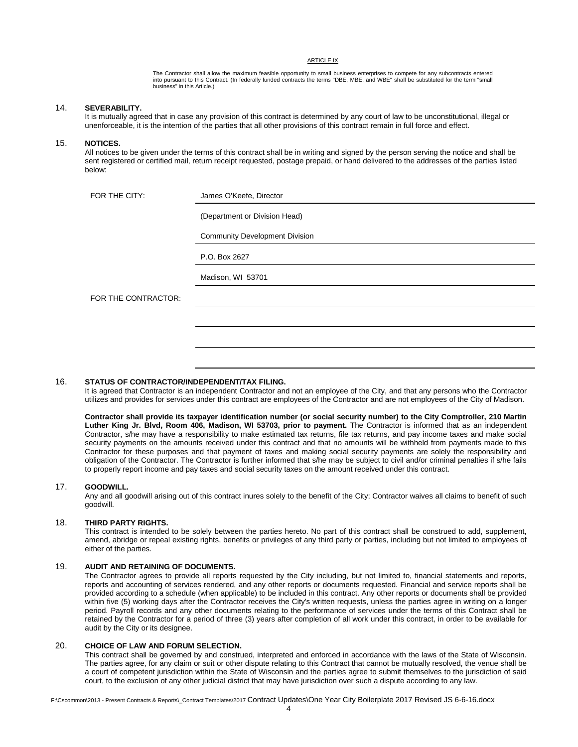ARTICLE IX

The Contractor shall allow the maximum feasible opportunity to small business enterprises to compete for any subcontracts entered into pursuant to this Contract. (In federally funded contracts the terms "DBE, MBE, and WBE" shall be substituted for the term "small business" in this Article.)

14. **SEVERABILITY.**
It is mutually agreed that in case any provision of this contract is determined by any court of law to be unconstitutional, illegal or unenforceable, it is the intention of the parties that all other provisions of this contract remain in full force and effect.

15. **NOTICES.**
All notices to be given under the terms of this contract shall be in writing and signed by the person serving the notice and shall be sent registered or certified mail, return receipt requested, postage prepaid, or hand delivered to the addresses of the parties listed below:

FOR THE CITY: James O'Keefe, Director
(Department or Division Head)
Community Development Division
P.O. Box 2627
Madison, WI 53701

FOR THE CONTRACTOR: ____________________

16. **STATUS OF CONTRACTOR/INDEPENDENT/TAX FILING.**
It is agreed that Contractor is an independent Contractor and not an employee of the City, and that any persons who the Contractor utilizes and provides for services under this contract are employees of the Contractor and are not employees of the City of Madison.

**Contractor shall provide its taxpayer identification number (or social security number) to the City Comptroller, 210 Martin Luther King Jr. Blvd, Room 406, Madison, WI 53703, prior to payment.** The Contractor is informed that as an independent Contractor, s/he may have a responsibility to make estimated tax returns, file tax returns, and pay income taxes and make social security payments on the amounts received under this contract and that no amounts will be withheld from payments made to this Contractor for these purposes and that payment of taxes and making social security payments are solely the responsibility and obligation of the Contractor. The Contractor is further informed that s/he may be subject to civil and/or criminal penalties if s/he fails to properly report income and pay taxes and social security taxes on the amount received under this contract.

17. **GOODWILL.**
Any and all goodwill arising out of this contract inures solely to the benefit of the City; Contractor waives all claims to benefit of such goodwill.

18. **THIRD PARTY RIGHTS.**
This contract is intended to be solely between the parties hereto. No part of this contract shall be construed to add, supplement, amend, abridge or repeal existing rights, benefits or privileges of any third party or parties, including but not limited to employees of either of the parties.

19. **AUDIT AND RETAINING OF DOCUMENTS.**
The Contractor agrees to provide all reports requested by the City including, but not limited to, financial statements and reports, reports and accounting of services rendered, and any other reports or documents requested. Financial and service reports shall be provided according to a schedule (when applicable) to be included in this contract. Any other reports or documents shall be provided within five (5) working days after the Contractor receives the City's written requests, unless the parties agree in writing on a longer period. Payroll records and any other documents relating to the performance of services under the terms of this Contract shall be retained by the Contractor for a period of three (3) years after completion of all work under this contract, in order to be available for audit by the City or its designee.

20. **CHOICE OF LAW AND FORUM SELECTION.**
This contract shall be governed by and construed, interpreted and enforced in accordance with the laws of the State of Wisconsin. The parties agree, for any claim or suit or other dispute relating to this Contract that cannot be mutually resolved, the venue shall be a court of competent jurisdiction within the State of Wisconsin and the parties agree to submit themselves to the jurisdiction of said court, to the exclusion of any other judicial district that may have jurisdiction over such a dispute according to any law.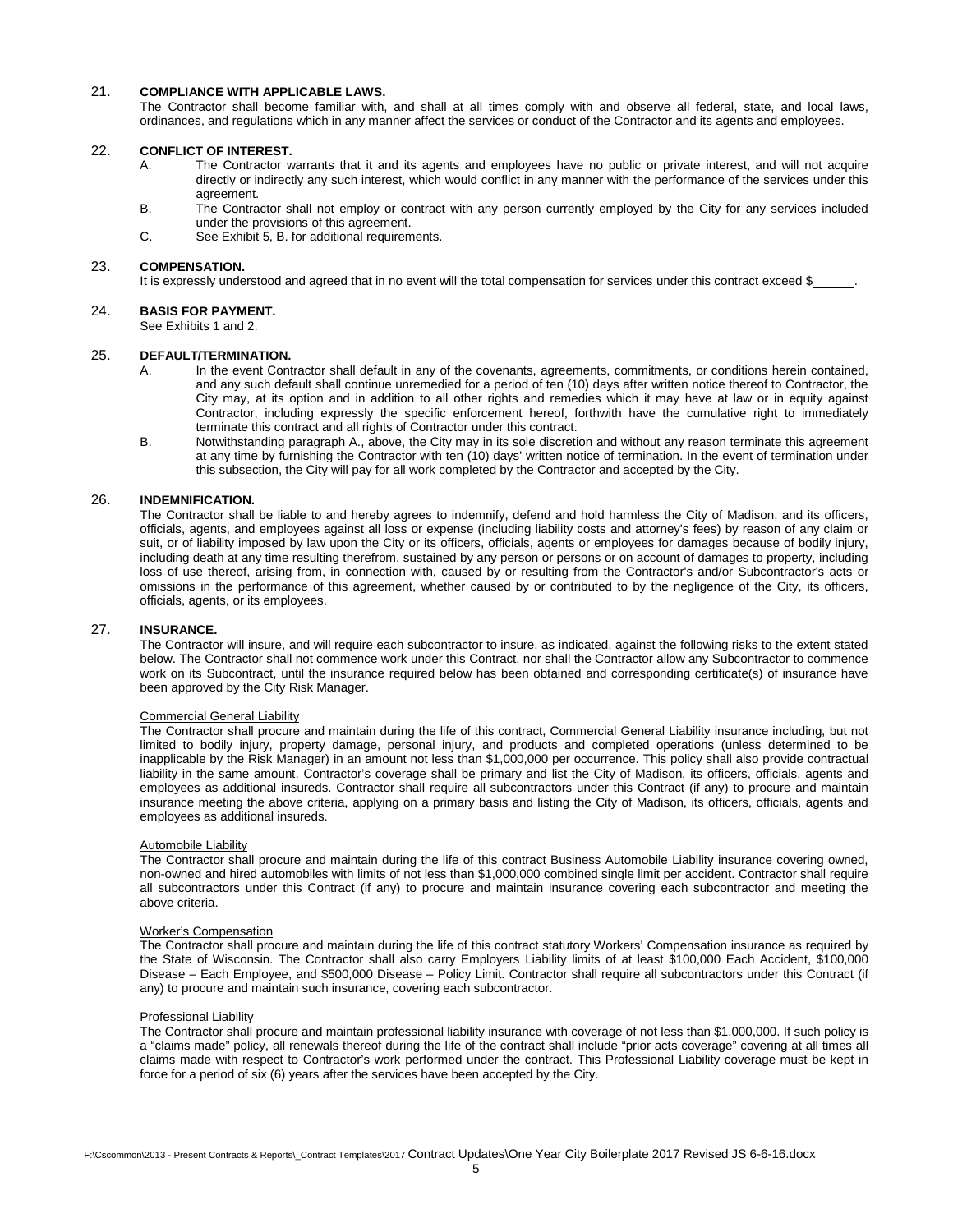## 21. COMPLIANCE WITH APPLICABLE LAWS.

The Contractor shall become familiar with, and shall at all times comply with and observe all federal, state, and local laws, ordinances, and regulations which in any manner affect the services or conduct of the Contractor and its agents and employees.

## 22. CONFLICT OF INTEREST.

A. The Contractor warrants that it and its agents and employees have no public or private interest, and will not acquire directly or indirectly any such interest, which would conflict in any manner with the performance of the services under this agreement.

B. The Contractor shall not employ or contract with any person currently employed by the City for any services included under the provisions of this agreement.

C. See Exhibit 5, B. for additional requirements.

## 23. COMPENSATION.

It is expressly understood and agreed that in no event will the total compensation for services under this contract exceed $\_\_\_\_\_\_.

## 24. BASIS FOR PAYMENT.

See Exhibits 1 and 2.

## 25. DEFAULT/TERMINATION.

A. In the event Contractor shall default in any of the covenants, agreements, commitments, or conditions herein contained, and any such default shall continue unremedied for a period of ten (10) days after written notice thereof to Contractor, the City may, at its option and in addition to all other rights and remedies which it may have at law or in equity against Contractor, including expressly the specific enforcement hereof, forthwith have the cumulative right to immediately terminate this contract and all rights of Contractor under this contract.

B. Notwithstanding paragraph A., above, the City may in its sole discretion and without any reason terminate this agreement at any time by furnishing the Contractor with ten (10) days' written notice of termination. In the event of termination under this subsection, the City will pay for all work completed by the Contractor and accepted by the City.

## 26. INDEMNIFICATION.

The Contractor shall be liable to and hereby agrees to indemnify, defend and hold harmless the City of Madison, and its officers, officials, agents, and employees against all loss or expense (including liability costs and attorney's fees) by reason of any claim or suit, or of liability imposed by law upon the City or its officers, officials, agents or employees for damages because of bodily injury, including death at any time resulting therefrom, sustained by any person or persons or on account of damages to property, including loss of use thereof, arising from, in connection with, caused by or resulting from the Contractor's and/or Subcontractor's acts or omissions in the performance of this agreement, whether caused by or contributed to by the negligence of the City, its officers, officials, agents, or its employees.

## 27. INSURANCE.

The Contractor will insure, and will require each subcontractor to insure, as indicated, against the following risks to the extent stated below. The Contractor shall not commence work under this Contract, nor shall the Contractor allow any Subcontractor to commence work on its Subcontract, until the insurance required below has been obtained and corresponding certificate(s) of insurance have been approved by the City Risk Manager.

Commercial General Liability

The Contractor shall procure and maintain during the life of this contract, Commercial General Liability insurance including, but not limited to bodily injury, property damage, personal injury, and products and completed operations (unless determined to be inapplicable by the Risk Manager) in an amount not less than $1,000,000 per occurrence. This policy shall also provide contractual liability in the same amount. Contractor's coverage shall be primary and list the City of Madison, its officers, officials, agents and employees as additional insureds. Contractor shall require all subcontractors under this Contract (if any) to procure and maintain insurance meeting the above criteria, applying on a primary basis and listing the City of Madison, its officers, officials, agents and employees as additional insureds.

Automobile Liability

The Contractor shall procure and maintain during the life of this contract Business Automobile Liability insurance covering owned, non-owned and hired automobiles with limits of not less than $1,000,000 combined single limit per accident. Contractor shall require all subcontractors under this Contract (if any) to procure and maintain insurance covering each subcontractor and meeting the above criteria.

Worker's Compensation

The Contractor shall procure and maintain during the life of this contract statutory Workers' Compensation insurance as required by the State of Wisconsin. The Contractor shall also carry Employers Liability limits of at least $100,000 Each Accident, $100,000 Disease – Each Employee, and $500,000 Disease – Policy Limit. Contractor shall require all subcontractors under this Contract (if any) to procure and maintain such insurance, covering each subcontractor.

Professional Liability

The Contractor shall procure and maintain professional liability insurance with coverage of not less than $1,000,000. If such policy is a "claims made" policy, all renewals thereof during the life of the contract shall include "prior acts coverage" covering at all times all claims made with respect to Contractor's work performed under the contract. This Professional Liability coverage must be kept in force for a period of six (6) years after the services have been accepted by the City.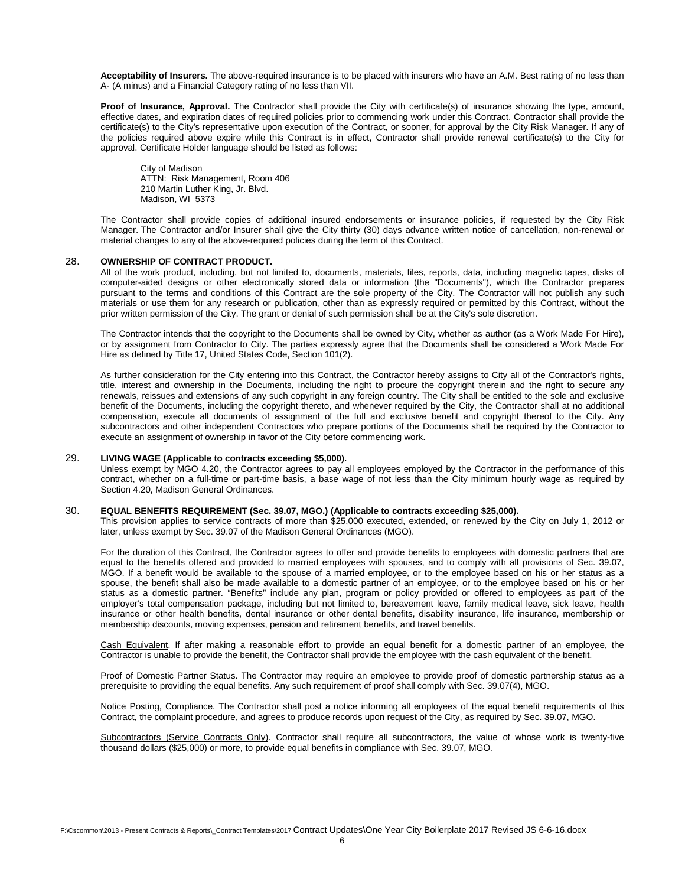**Acceptability of Insurers.** The above-required insurance is to be placed with insurers who have an A.M. Best rating of no less than A- (A minus) and a Financial Category rating of no less than VII.

**Proof of Insurance, Approval.** The Contractor shall provide the City with certificate(s) of insurance showing the type, amount, effective dates, and expiration dates of required policies prior to commencing work under this Contract. Contractor shall provide the certificate(s) to the City's representative upon execution of the Contract, or sooner, for approval by the City Risk Manager. If any of the policies required above expire while this Contract is in effect, Contractor shall provide renewal certificate(s) to the City for approval. Certificate Holder language should be listed as follows:

City of Madison
ATTN: Risk Management, Room 406
210 Martin Luther King, Jr. Blvd.
Madison, WI 5373

The Contractor shall provide copies of additional insured endorsements or insurance policies, if requested by the City Risk Manager. The Contractor and/or Insurer shall give the City thirty (30) days advance written notice of cancellation, non-renewal or material changes to any of the above-required policies during the term of this Contract.

28. **OWNERSHIP OF CONTRACT PRODUCT.**

All of the work product, including, but not limited to, documents, materials, files, reports, data, including magnetic tapes, disks of computer-aided designs or other electronically stored data or information (the "Documents"), which the Contractor prepares pursuant to the terms and conditions of this Contract are the sole property of the City. The Contractor will not publish any such materials or use them for any research or publication, other than as expressly required or permitted by this Contract, without the prior written permission of the City. The grant or denial of such permission shall be at the City's sole discretion.

The Contractor intends that the copyright to the Documents shall be owned by City, whether as author (as a Work Made For Hire), or by assignment from Contractor to City. The parties expressly agree that the Documents shall be considered a Work Made For Hire as defined by Title 17, United States Code, Section 101(2).

As further consideration for the City entering into this Contract, the Contractor hereby assigns to City all of the Contractor's rights, title, interest and ownership in the Documents, including the right to procure the copyright therein and the right to secure any renewals, reissues and extensions of any such copyright in any foreign country. The City shall be entitled to the sole and exclusive benefit of the Documents, including the copyright thereto, and whenever required by the City, the Contractor shall at no additional compensation, execute all documents of assignment of the full and exclusive benefit and copyright thereof to the City. Any subcontractors and other independent Contractors who prepare portions of the Documents shall be required by the Contractor to execute an assignment of ownership in favor of the City before commencing work.

29. **LIVING WAGE (Applicable to contracts exceeding $5,000).**

Unless exempt by MGO 4.20, the Contractor agrees to pay all employees employed by the Contractor in the performance of this contract, whether on a full-time or part-time basis, a base wage of not less than the City minimum hourly wage as required by Section 4.20, Madison General Ordinances.

30. **EQUAL BENEFITS REQUIREMENT (Sec. 39.07, MGO.) (Applicable to contracts exceeding $25,000).**

This provision applies to service contracts of more than $25,000 executed, extended, or renewed by the City on July 1, 2012 or later, unless exempt by Sec. 39.07 of the Madison General Ordinances (MGO).

For the duration of this Contract, the Contractor agrees to offer and provide benefits to employees with domestic partners that are equal to the benefits offered and provided to married employees with spouses, and to comply with all provisions of Sec. 39.07, MGO. If a benefit would be available to the spouse of a married employee, or to the employee based on his or her status as a spouse, the benefit shall also be made available to a domestic partner of an employee, or to the employee based on his or her status as a domestic partner. "Benefits" include any plan, program or policy provided or offered to employees as part of the employer's total compensation package, including but not limited to, bereavement leave, family medical leave, sick leave, health insurance or other health benefits, dental insurance or other dental benefits, disability insurance, life insurance, membership or membership discounts, moving expenses, pension and retirement benefits, and travel benefits.

Cash Equivalent. If after making a reasonable effort to provide an equal benefit for a domestic partner of an employee, the Contractor is unable to provide the benefit, the Contractor shall provide the employee with the cash equivalent of the benefit.

Proof of Domestic Partner Status. The Contractor may require an employee to provide proof of domestic partnership status as a prerequisite to providing the equal benefits. Any such requirement of proof shall comply with Sec. 39.07(4), MGO.

Notice Posting, Compliance. The Contractor shall post a notice informing all employees of the equal benefit requirements of this Contract, the complaint procedure, and agrees to produce records upon request of the City, as required by Sec. 39.07, MGO.

Subcontractors (Service Contracts Only). Contractor shall require all subcontractors, the value of whose work is twenty-five thousand dollars ($25,000) or more, to provide equal benefits in compliance with Sec. 39.07, MGO.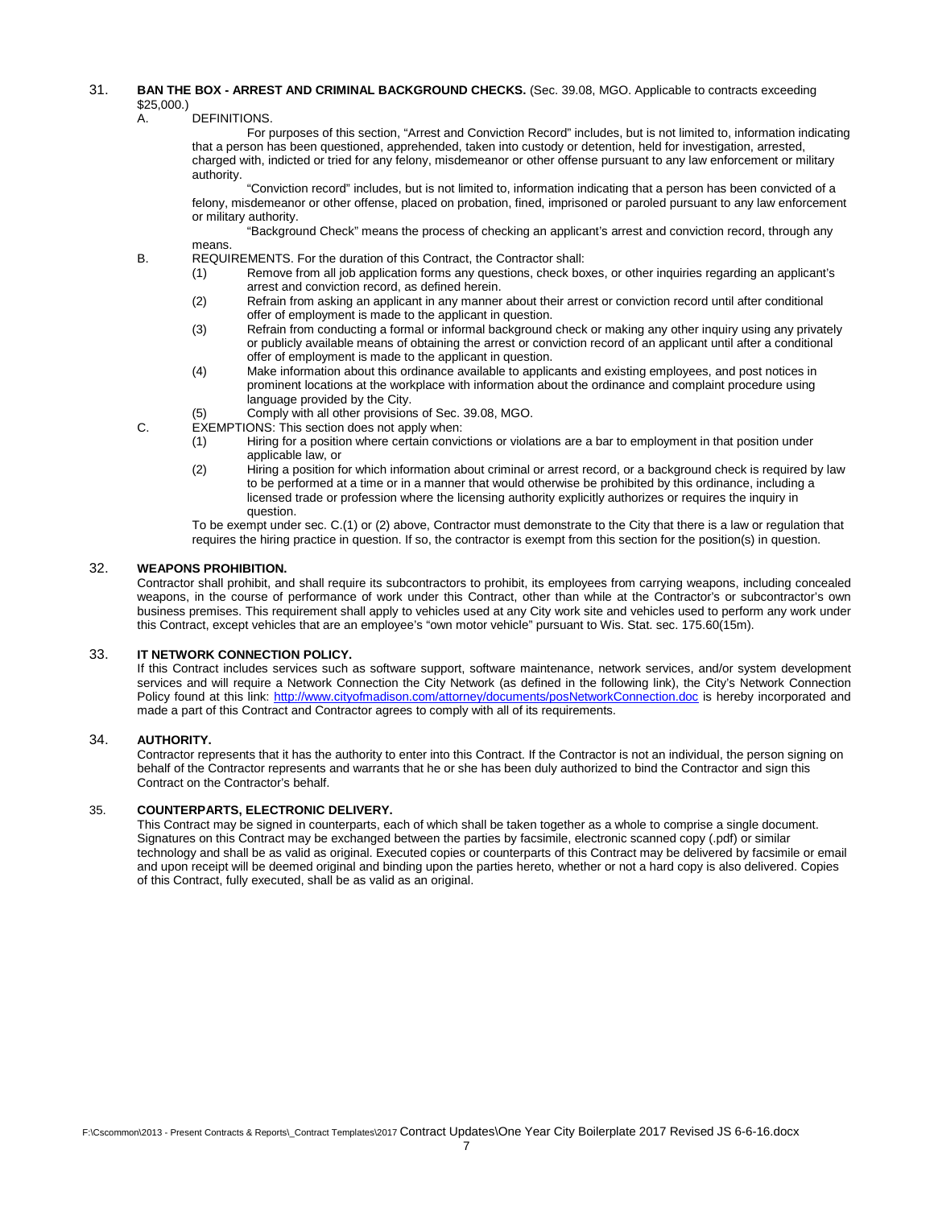31. **BAN THE BOX - ARREST AND CRIMINAL BACKGROUND CHECKS.** (Sec. 39.08, MGO. Applicable to contracts exceeding $25,000.)

A. DEFINITIONS.

For purposes of this section, "Arrest and Conviction Record" includes, but is not limited to, information indicating that a person has been questioned, apprehended, taken into custody or detention, held for investigation, arrested, charged with, indicted or tried for any felony, misdemeanor or other offense pursuant to any law enforcement or military authority.

"Conviction record" includes, but is not limited to, information indicating that a person has been convicted of a felony, misdemeanor or other offense, placed on probation, fined, imprisoned or paroled pursuant to any law enforcement or military authority.

"Background Check" means the process of checking an applicant's arrest and conviction record, through any means.

B. REQUIREMENTS. For the duration of this Contract, the Contractor shall:

(1) Remove from all job application forms any questions, check boxes, or other inquiries regarding an applicant's arrest and conviction record, as defined herein.

(2) Refrain from asking an applicant in any manner about their arrest or conviction record until after conditional offer of employment is made to the applicant in question.

(3) Refrain from conducting a formal or informal background check or making any other inquiry using any privately or publicly available means of obtaining the arrest or conviction record of an applicant until after a conditional offer of employment is made to the applicant in question.

(4) Make information about this ordinance available to applicants and existing employees, and post notices in prominent locations at the workplace with information about the ordinance and complaint procedure using language provided by the City.

(5) Comply with all other provisions of Sec. 39.08, MGO.

C. EXEMPTIONS: This section does not apply when:

(1) Hiring for a position where certain convictions or violations are a bar to employment in that position under applicable law, or

(2) Hiring a position for which information about criminal or arrest record, or a background check is required by law to be performed at a time or in a manner that would otherwise be prohibited by this ordinance, including a licensed trade or profession where the licensing authority explicitly authorizes or requires the inquiry in question.

To be exempt under sec. C.(1) or (2) above, Contractor must demonstrate to the City that there is a law or regulation that requires the hiring practice in question. If so, the contractor is exempt from this section for the position(s) in question.

32. **WEAPONS PROHIBITION.**

Contractor shall prohibit, and shall require its subcontractors to prohibit, its employees from carrying weapons, including concealed weapons, in the course of performance of work under this Contract, other than while at the Contractor's or subcontractor's own business premises. This requirement shall apply to vehicles used at any City work site and vehicles used to perform any work under this Contract, except vehicles that are an employee's "own motor vehicle" pursuant to Wis. Stat. sec. 175.60(15m).

33. **IT NETWORK CONNECTION POLICY.**

If this Contract includes services such as software support, software maintenance, network services, and/or system development services and will require a Network Connection the City Network (as defined in the following link), the City's Network Connection Policy found at this link: http://www.cityofmadison.com/attorney/documents/posNetworkConnection.doc is hereby incorporated and made a part of this Contract and Contractor agrees to comply with all of its requirements.

34. **AUTHORITY.**

Contractor represents that it has the authority to enter into this Contract. If the Contractor is not an individual, the person signing on behalf of the Contractor represents and warrants that he or she has been duly authorized to bind the Contractor and sign this Contract on the Contractor's behalf.

35. **COUNTERPARTS, ELECTRONIC DELIVERY.**

This Contract may be signed in counterparts, each of which shall be taken together as a whole to comprise a single document. Signatures on this Contract may be exchanged between the parties by facsimile, electronic scanned copy (.pdf) or similar technology and shall be as valid as original. Executed copies or counterparts of this Contract may be delivered by facsimile or email and upon receipt will be deemed original and binding upon the parties hereto, whether or not a hard copy is also delivered. Copies of this Contract, fully executed, shall be as valid as an original.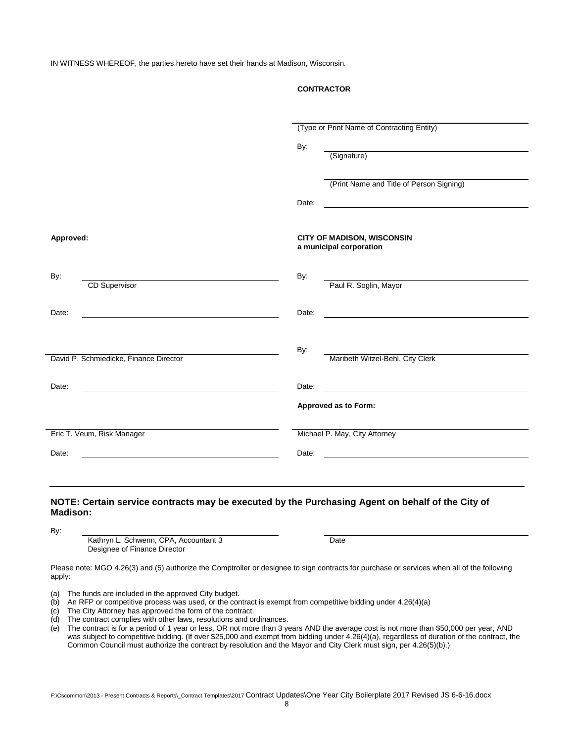IN WITNESS WHEREOF, the parties hereto have set their hands at Madison, Wisconsin.

**CONTRACTOR**

\_\_\_\_\_\_\_\_\_\_\_\_\_\_\_\_\_\_\_\_\_\_\_\_\_\_\_\_\_\_\_\_\_\_\_\_\_\_\_\_
(Type or Print Name of Contracting Entity)

By: \_\_\_\_\_\_\_\_\_\_\_\_\_\_\_\_\_\_\_\_\_\_\_\_\_\_\_\_\_\_\_\_\_\_\_\_
(Signature)

\_\_\_\_\_\_\_\_\_\_\_\_\_\_\_\_\_\_\_\_\_\_\_\_\_\_\_\_\_\_\_\_\_\_\_\_\_\_\_\_
(Print Name and Title of Person Signing)

Date: \_\_\_\_\_\_\_\_\_\_\_\_\_\_\_\_\_\_\_\_\_\_\_\_\_\_\_\_\_\_\_\_\_\_\_\_

| **Approved:** | **CITY OF MADISON, WISCONSIN** **a municipal corporation** |
|---|---|
| By: \_\_\_\_\_\_\_\_\_\_\_\_\_\_\_\_\_\_\_\_ CD Supervisor | By: \_\_\_\_\_\_\_\_\_\_\_\_\_\_\_\_\_\_\_\_ Paul R. Soglin, Mayor |
| Date: \_\_\_\_\_\_\_\_\_\_\_\_\_\_\_\_\_\_\_\_ | Date: \_\_\_\_\_\_\_\_\_\_\_\_\_\_\_\_\_\_\_\_ |
| \_\_\_\_\_\_\_\_\_\_\_\_\_\_\_\_\_\_\_\_ David P. Schmiedicke, Finance Director | By: \_\_\_\_\_\_\_\_\_\_\_\_\_\_\_\_\_\_\_\_ Maribeth Witzel-Behl, City Clerk |
| Date: \_\_\_\_\_\_\_\_\_\_\_\_\_\_\_\_\_\_\_\_ | Date: \_\_\_\_\_\_\_\_\_\_\_\_\_\_\_\_\_\_\_\_ |
| | **Approved as to Form:** |
| \_\_\_\_\_\_\_\_\_\_\_\_\_\_\_\_\_\_\_\_ Eric T. Veum, Risk Manager | \_\_\_\_\_\_\_\_\_\_\_\_\_\_\_\_\_\_\_\_ Michael P. May, City Attorney |
| Date: \_\_\_\_\_\_\_\_\_\_\_\_\_\_\_\_\_\_\_\_ | Date: \_\_\_\_\_\_\_\_\_\_\_\_\_\_\_\_\_\_\_\_ |

---

### NOTE: Certain service contracts may be executed by the Purchasing Agent on behalf of the City of Madison:

By: \_\_\_\_\_\_\_\_\_\_\_\_\_\_\_\_\_\_\_\_\_\_\_\_\_\_\_\_\_\_\_\_\_\_\_\_ \_\_\_\_\_\_\_\_\_\_\_\_\_\_\_\_\_\_\_\_\_\_\_\_\_\_\_\_\_\_\_\_\_\_\_\_
Kathryn L. Schwenn, CPA, Accountant 3 Date
Designee of Finance Director

Please note: MGO 4.26(3) and (5) authorize the Comptroller or designee to sign contracts for purchase or services when all of the following apply:

(a) The funds are included in the approved City budget.
(b) An RFP or competitive process was used, or the contract is exempt from competitive bidding under 4.26(4)(a)
(c) The City Attorney has approved the form of the contract.
(d) The contract complies with other laws, resolutions and ordinances.
(e) The contract is for a period of 1 year or less, OR not more than 3 years AND the average cost is not more than $50,000 per year, AND was subject to competitive bidding. (If over $25,000 and exempt from bidding under 4.26(4)(a), regardless of duration of the contract, the Common Council must authorize the contract by resolution and the Mayor and City Clerk must sign, per 4.26(5)(b).)

F:\Cscommon\2013 - Present Contracts & Reports\_Contract Templates\2017 Contract Updates\One Year City Boilerplate 2017 Revised JS 6-6-16.docx